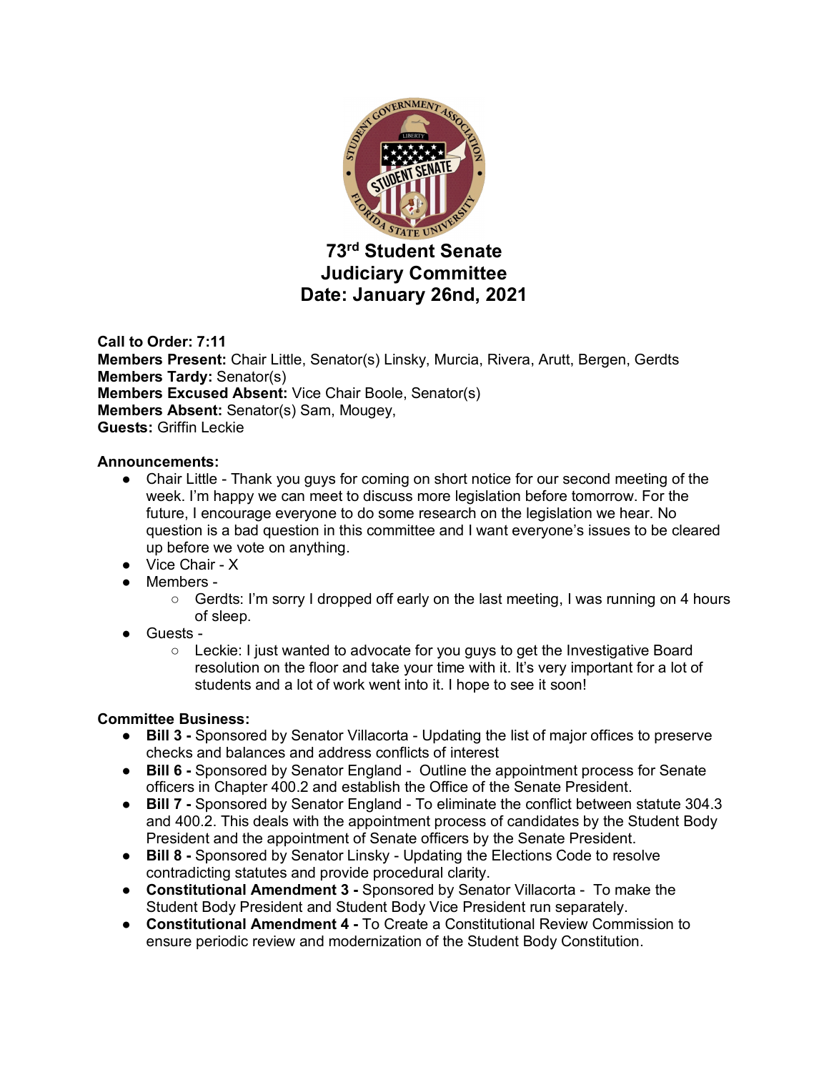# 73rd Student Senate
# Judiciary Committee
# Date: January 26nd, 2021

**Call to Order:** 7:11
**Members Present:** Chair Little, Senator(s) Linsky, Murcia, Rivera, Arutt, Bergen, Gerdts
**Members Tardy:** Senator(s)
**Members Excused Absent:** Vice Chair Boole, Senator(s)
**Members Absent:** Senator(s) Sam, Mougey,
**Guests:** Griffin Leckie

**Announcements:**

- Chair Little - Thank you guys for coming on short notice for our second meeting of the week. I'm happy we can meet to discuss more legislation before tomorrow. For the future, I encourage everyone to do some research on the legislation we hear. No question is a bad question in this committee and I want everyone's issues to be cleared up before we vote on anything.
- Vice Chair - X
- Members -
  - Gerdts: I'm sorry I dropped off early on the last meeting, I was running on 4 hours of sleep.
- Guests -
  - Leckie: I just wanted to advocate for you guys to get the Investigative Board resolution on the floor and take your time with it. It's very important for a lot of students and a lot of work went into it. I hope to see it soon!

**Committee Business:**

- **Bill 3 -** Sponsored by Senator Villacorta - Updating the list of major offices to preserve checks and balances and address conflicts of interest
- **Bill 6 -** Sponsored by Senator England - Outline the appointment process for Senate officers in Chapter 400.2 and establish the Office of the Senate President.
- **Bill 7 -** Sponsored by Senator England - To eliminate the conflict between statute 304.3 and 400.2. This deals with the appointment process of candidates by the Student Body President and the appointment of Senate officers by the Senate President.
- **Bill 8 -** Sponsored by Senator Linsky - Updating the Elections Code to resolve contradicting statutes and provide procedural clarity.
- **Constitutional Amendment 3 -** Sponsored by Senator Villacorta - To make the Student Body President and Student Body Vice President run separately.
- **Constitutional Amendment 4 -** To Create a Constitutional Review Commission to ensure periodic review and modernization of the Student Body Constitution.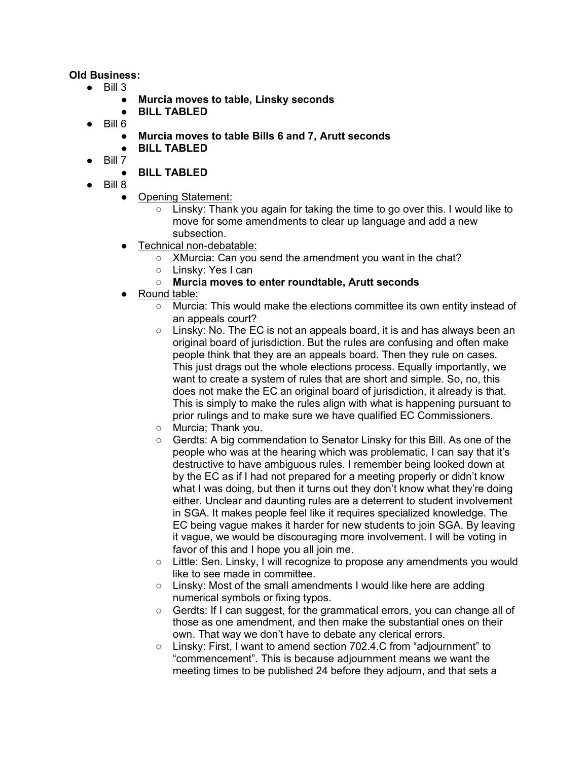**Old Business:**

- Bill 3
    - **Murcia moves to table, Linsky seconds**
    - **BILL TABLED**
- Bill 6
    - **Murcia moves to table Bills 6 and 7, Arutt seconds**
    - **BILL TABLED**
- Bill 7
    - **BILL TABLED**
- Bill 8
    - Opening Statement:
        - Linsky: Thank you again for taking the time to go over this. I would like to move for some amendments to clear up language and add a new subsection.
    - Technical non-debatable:
        - XMurcia: Can you send the amendment you want in the chat?
        - Linsky: Yes I can
        - **Murcia moves to enter roundtable, Arutt seconds**
    - Round table:
        - Murcia: This would make the elections committee its own entity instead of an appeals court?
        - Linsky: No. The EC is not an appeals board, it is and has always been an original board of jurisdiction. But the rules are confusing and often make people think that they are an appeals board. Then they rule on cases. This just drags out the whole elections process. Equally importantly, we want to create a system of rules that are short and simple. So, no, this does not make the EC an original board of jurisdiction, it already is that. This is simply to make the rules align with what is happening pursuant to prior rulings and to make sure we have qualified EC Commissioners.
        - Murcia; Thank you.
        - Gerdts: A big commendation to Senator Linsky for this Bill. As one of the people who was at the hearing which was problematic, I can say that it's destructive to have ambiguous rules. I remember being looked down at by the EC as if I had not prepared for a meeting properly or didn't know what I was doing, but then it turns out they don't know what they're doing either. Unclear and daunting rules are a deterrent to student involvement in SGA. It makes people feel like it requires specialized knowledge. The EC being vague makes it harder for new students to join SGA. By leaving it vague, we would be discouraging more involvement. I will be voting in favor of this and I hope you all join me.
        - Little: Sen. Linsky, I will recognize to propose any amendments you would like to see made in committee.
        - Linsky: Most of the small amendments I would like here are adding numerical symbols or fixing typos.
        - Gerdts: If I can suggest, for the grammatical errors, you can change all of those as one amendment, and then make the substantial ones on their own. That way we don't have to debate any clerical errors.
        - Linsky: First, I want to amend section 702.4.C from "adjournment" to "commencement". This is because adjournment means we want the meeting times to be published 24 before they adjourn, and that sets a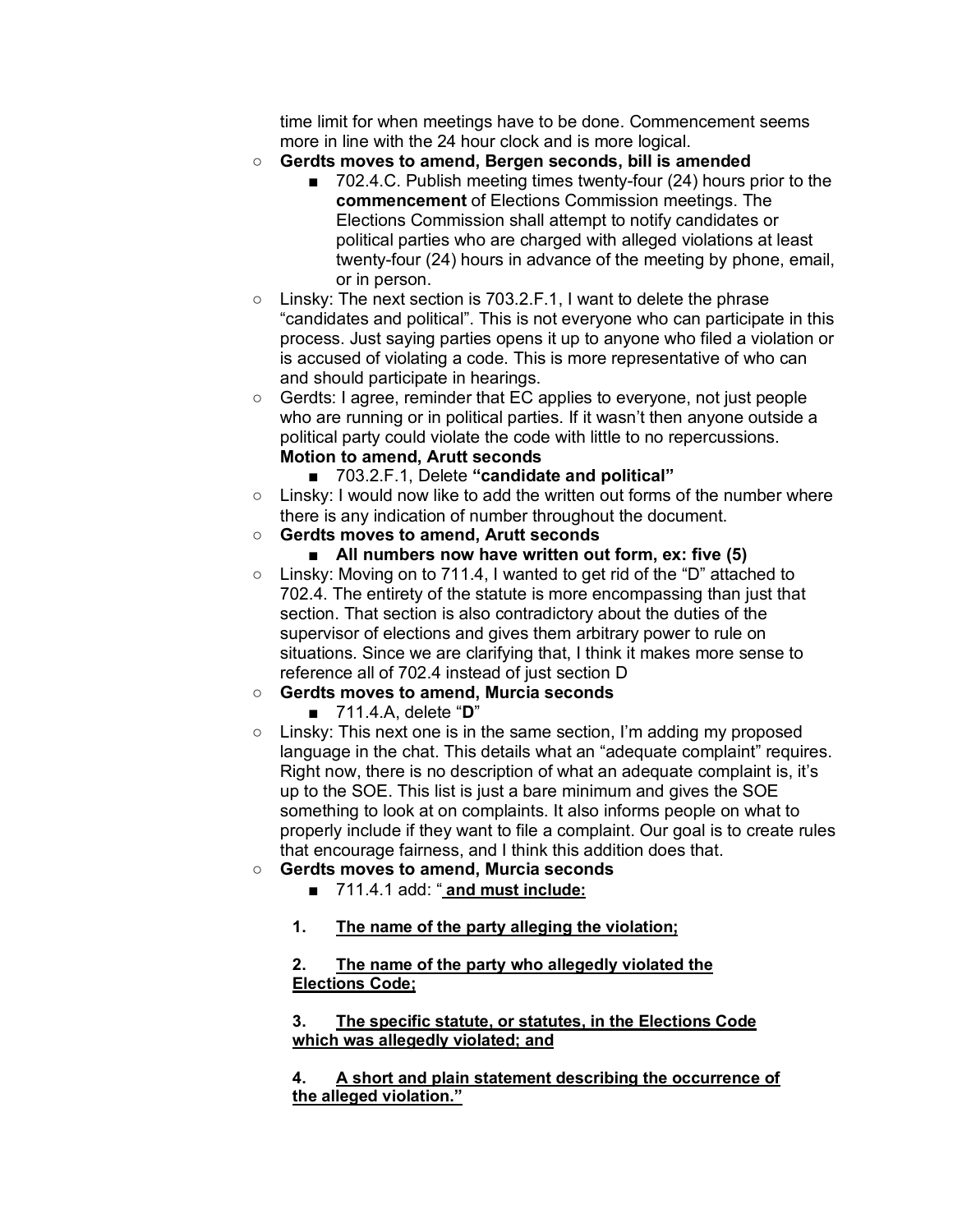time limit for when meetings have to be done. Commencement seems more in line with the 24 hour clock and is more logical.

- **Gerdts moves to amend, Bergen seconds, bill is amended**
    - 702.4.C. Publish meeting times twenty-four (24) hours prior to the **commencement** of Elections Commission meetings. The Elections Commission shall attempt to notify candidates or political parties who are charged with alleged violations at least twenty-four (24) hours in advance of the meeting by phone, email, or in person.
- Linsky: The next section is 703.2.F.1, I want to delete the phrase "candidates and political". This is not everyone who can participate in this process. Just saying parties opens it up to anyone who filed a violation or is accused of violating a code. This is more representative of who can and should participate in hearings.
- Gerdts: I agree, reminder that EC applies to everyone, not just people who are running or in political parties. If it wasn't then anyone outside a political party could violate the code with little to no repercussions. **Motion to amend, Arutt seconds**
    - 703.2.F.1, Delete **"candidate and political"**
- Linsky: I would now like to add the written out forms of the number where there is any indication of number throughout the document.
- **Gerdts moves to amend, Arutt seconds**
    - **All numbers now have written out form, ex: five (5)**
- Linsky: Moving on to 711.4, I wanted to get rid of the "D" attached to 702.4. The entirety of the statute is more encompassing than just that section. That section is also contradictory about the duties of the supervisor of elections and gives them arbitrary power to rule on situations. Since we are clarifying that, I think it makes more sense to reference all of 702.4 instead of just section D
- **Gerdts moves to amend, Murcia seconds**
    - 711.4.A, delete "**D**"
- Linsky: This next one is in the same section, I'm adding my proposed language in the chat. This details what an "adequate complaint" requires. Right now, there is no description of what an adequate complaint is, it's up to the SOE. This list is just a bare minimum and gives the SOE something to look at on complaints. It also informs people on what to properly include if they want to file a complaint. Our goal is to create rules that encourage fairness, and I think this addition does that.
- **Gerdts moves to amend, Murcia seconds**
    - 711.4.1 add: "**<u>and must include:</u>**

    **1. <u>The name of the party alleging the violation;</u>**

    **2. <u>The name of the party who allegedly violated the Elections Code;</u>**

    **3. <u>The specific statute, or statutes, in the Elections Code which was allegedly violated; and</u>**

    **4. <u>A short and plain statement describing the occurrence of the alleged violation."</u>**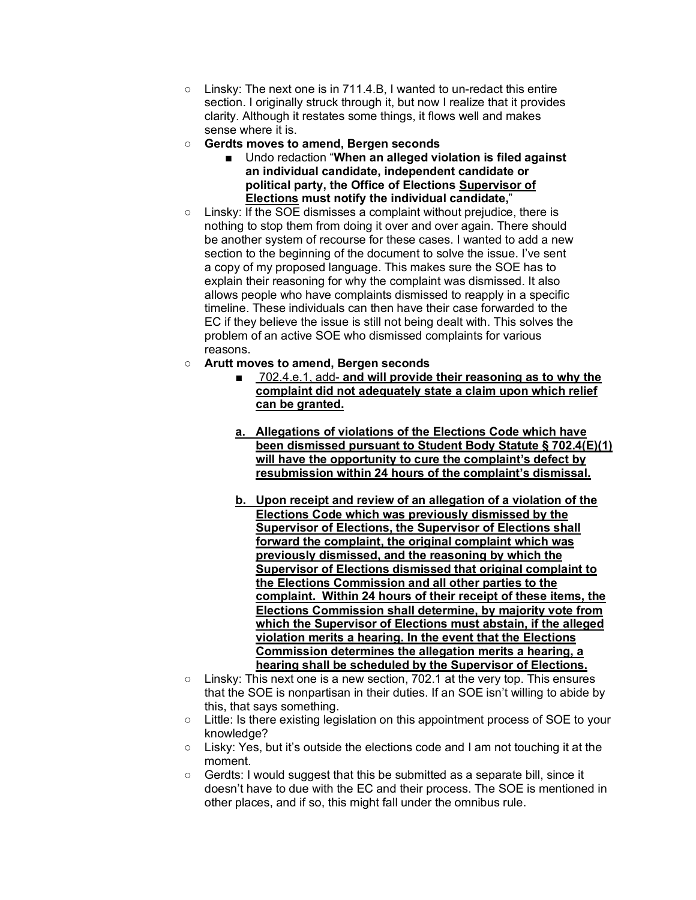- Linsky: The next one is in 711.4.B, I wanted to un-redact this entire section. I originally struck through it, but now I realize that it provides clarity. Although it restates some things, it flows well and makes sense where it is.
- **Gerdts moves to amend, Bergen seconds**
  - Undo redaction "**When an alleged violation is filed against an individual candidate, independent candidate or political party, the Office of Elections <u>Supervisor of Elections</u> must notify the individual candidate,**"
- Linsky: If the SOE dismisses a complaint without prejudice, there is nothing to stop them from doing it over and over again. There should be another system of recourse for these cases. I wanted to add a new section to the beginning of the document to solve the issue. I've sent a copy of my proposed language. This makes sure the SOE has to explain their reasoning for why the complaint was dismissed. It also allows people who have complaints dismissed to reapply in a specific timeline. These individuals can then have their case forwarded to the EC if they believe the issue is still not being dealt with. This solves the problem of an active SOE who dismissed complaints for various reasons.
- **Arutt moves to amend, Bergen seconds**
  - <u>702.4.e.1</u>, add- <u>**and will provide their reasoning as to why the complaint did not adequately state a claim upon which relief can be granted.**</u>

    a. <u>**Allegations of violations of the Elections Code which have been dismissed pursuant to Student Body Statute § 702.4(E)(1) will have the opportunity to cure the complaint's defect by resubmission within 24 hours of the complaint's dismissal.**</u>

    b. <u>**Upon receipt and review of an allegation of a violation of the Elections Code which was previously dismissed by the Supervisor of Elections, the Supervisor of Elections shall forward the complaint, the original complaint which was previously dismissed, and the reasoning by which the Supervisor of Elections dismissed that original complaint to the Elections Commission and all other parties to the complaint. Within 24 hours of their receipt of these items, the Elections Commission shall determine, by majority vote from which the Supervisor of Elections must abstain, if the alleged violation merits a hearing. In the event that the Elections Commission determines the allegation merits a hearing, a hearing shall be scheduled by the Supervisor of Elections.**</u>
- Linsky: This next one is a new section, 702.1 at the very top. This ensures that the SOE is nonpartisan in their duties. If an SOE isn't willing to abide by this, that says something.
- Little: Is there existing legislation on this appointment process of SOE to your knowledge?
- Lisky: Yes, but it's outside the elections code and I am not touching it at the moment.
- Gerdts: I would suggest that this be submitted as a separate bill, since it doesn't have to due with the EC and their process. The SOE is mentioned in other places, and if so, this might fall under the omnibus rule.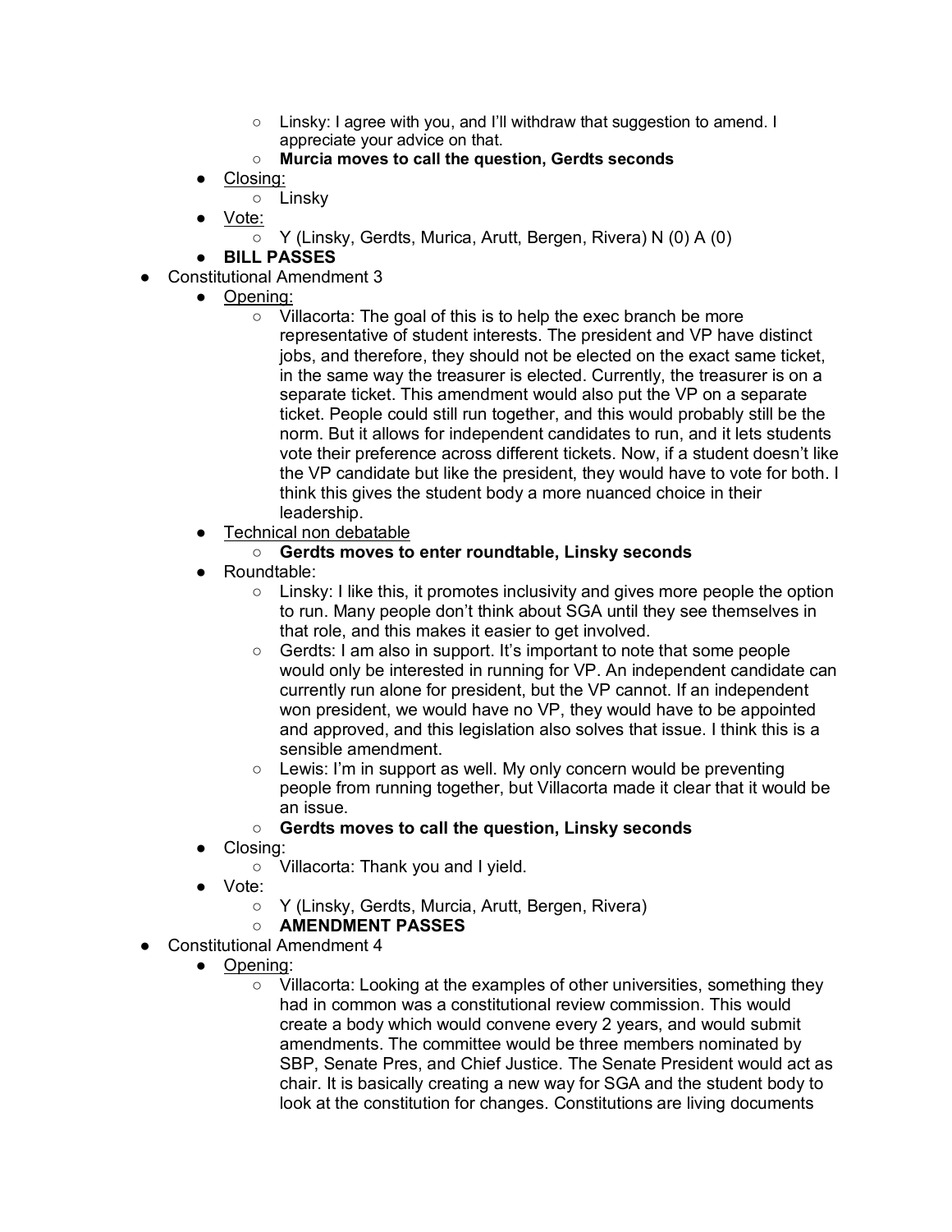- Linsky: I agree with you, and I'll withdraw that suggestion to amend. I appreciate your advice on that.
        - **Murcia moves to call the question, Gerdts seconds**
    - <u>Closing:</u>
        - Linsky
    - <u>Vote:</u>
        - Y (Linsky, Gerdts, Murica, Arutt, Bergen, Rivera) N (0) A (0)
    - **BILL PASSES**
- Constitutional Amendment 3
    - <u>Opening:</u>
        - Villacorta: The goal of this is to help the exec branch be more representative of student interests. The president and VP have distinct jobs, and therefore, they should not be elected on the exact same ticket, in the same way the treasurer is elected. Currently, the treasurer is on a separate ticket. This amendment would also put the VP on a separate ticket. People could still run together, and this would probably still be the norm. But it allows for independent candidates to run, and it lets students vote their preference across different tickets. Now, if a student doesn't like the VP candidate but like the president, they would have to vote for both. I think this gives the student body a more nuanced choice in their leadership.
    - <u>Technical non debatable</u>
        - **Gerdts moves to enter roundtable, Linsky seconds**
    - Roundtable:
        - Linsky: I like this, it promotes inclusivity and gives more people the option to run. Many people don't think about SGA until they see themselves in that role, and this makes it easier to get involved.
        - Gerdts: I am also in support. It's important to note that some people would only be interested in running for VP. An independent candidate can currently run alone for president, but the VP cannot. If an independent won president, we would have no VP, they would have to be appointed and approved, and this legislation also solves that issue. I think this is a sensible amendment.
        - Lewis: I'm in support as well. My only concern would be preventing people from running together, but Villacorta made it clear that it would be an issue.
        - **Gerdts moves to call the question, Linsky seconds**
    - Closing:
        - Villacorta: Thank you and I yield.
    - Vote:
        - Y (Linsky, Gerdts, Murcia, Arutt, Bergen, Rivera)
        - **AMENDMENT PASSES**
- Constitutional Amendment 4
    - <u>Opening</u>:
        - Villacorta: Looking at the examples of other universities, something they had in common was a constitutional review commission. This would create a body which would convene every 2 years, and would submit amendments. The committee would be three members nominated by SBP, Senate Pres, and Chief Justice. The Senate President would act as chair. It is basically creating a new way for SGA and the student body to look at the constitution for changes. Constitutions are living documents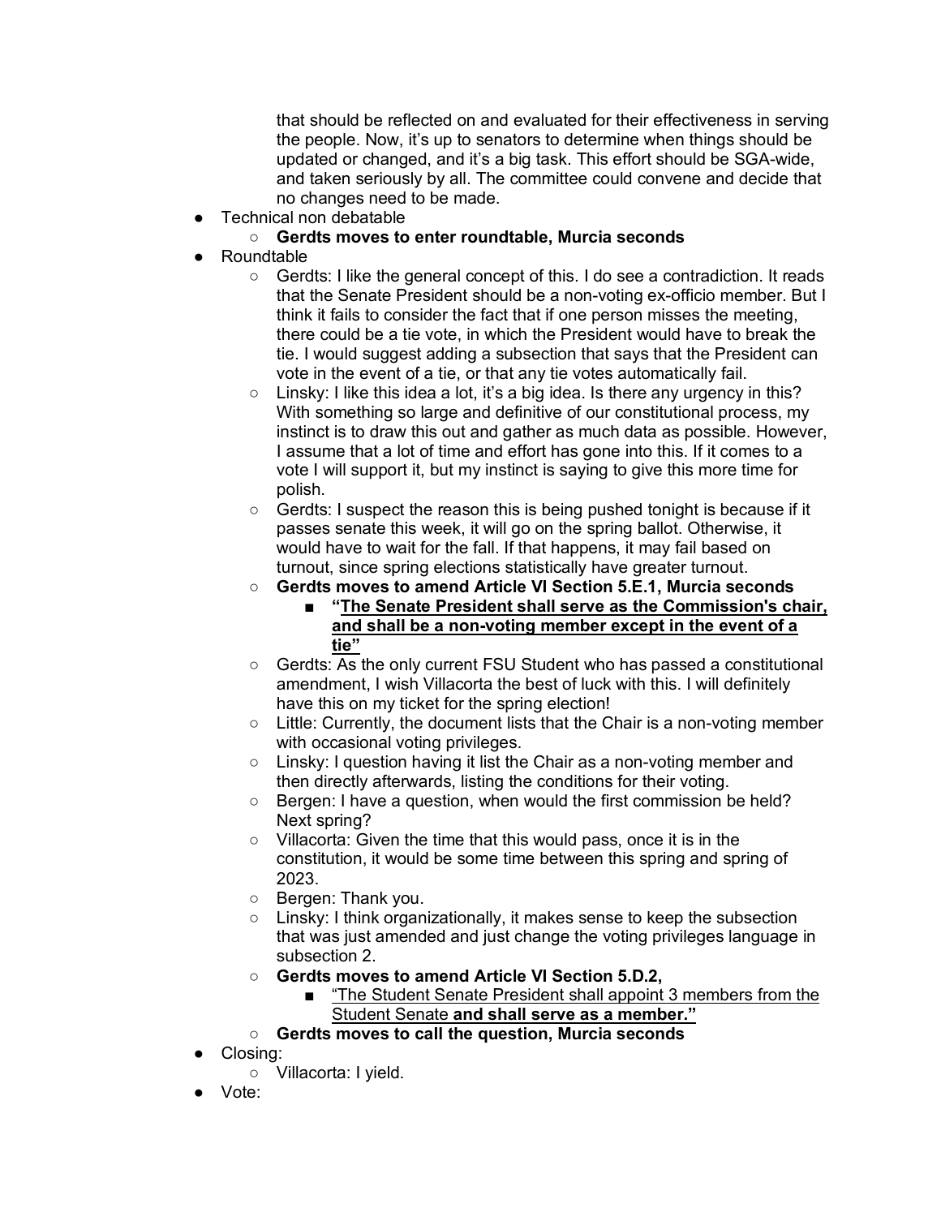that should be reflected on and evaluated for their effectiveness in serving the people. Now, it's up to senators to determine when things should be updated or changed, and it's a big task. This effort should be SGA-wide, and taken seriously by all. The committee could convene and decide that no changes need to be made.

- Technical non debatable
  - **Gerdts moves to enter roundtable, Murcia seconds**
- Roundtable
  - Gerdts: I like the general concept of this. I do see a contradiction. It reads that the Senate President should be a non-voting ex-officio member. But I think it fails to consider the fact that if one person misses the meeting, there could be a tie vote, in which the President would have to break the tie. I would suggest adding a subsection that says that the President can vote in the event of a tie, or that any tie votes automatically fail.
  - Linsky: I like this idea a lot, it's a big idea. Is there any urgency in this? With something so large and definitive of our constitutional process, my instinct is to draw this out and gather as much data as possible. However, I assume that a lot of time and effort has gone into this. If it comes to a vote I will support it, but my instinct is saying to give this more time for polish.
  - Gerdts: I suspect the reason this is being pushed tonight is because if it passes senate this week, it will go on the spring ballot. Otherwise, it would have to wait for the fall. If that happens, it may fail based on turnout, since spring elections statistically have greater turnout.
  - **Gerdts moves to amend Article VI Section 5.E.1, Murcia seconds**
    - **"<u>The Senate President shall serve as the Commission's chair, and shall be a non-voting member except in the event of a tie</u>"**
  - Gerdts: As the only current FSU Student who has passed a constitutional amendment, I wish Villacorta the best of luck with this. I will definitely have this on my ticket for the spring election!
  - Little: Currently, the document lists that the Chair is a non-voting member with occasional voting privileges.
  - Linsky: I question having it list the Chair as a non-voting member and then directly afterwards, listing the conditions for their voting.
  - Bergen: I have a question, when would the first commission be held? Next spring?
  - Villacorta: Given the time that this would pass, once it is in the constitution, it would be some time between this spring and spring of 2023.
  - Bergen: Thank you.
  - Linsky: I think organizationally, it makes sense to keep the subsection that was just amended and just change the voting privileges language in subsection 2.
  - **Gerdts moves to amend Article VI Section 5.D.2,**
    - <u>"The Student Senate President shall appoint 3 members from the Student Senate **and shall serve as a member."**</u>
  - **Gerdts moves to call the question, Murcia seconds**
- Closing:
  - Villacorta: I yield.
- Vote: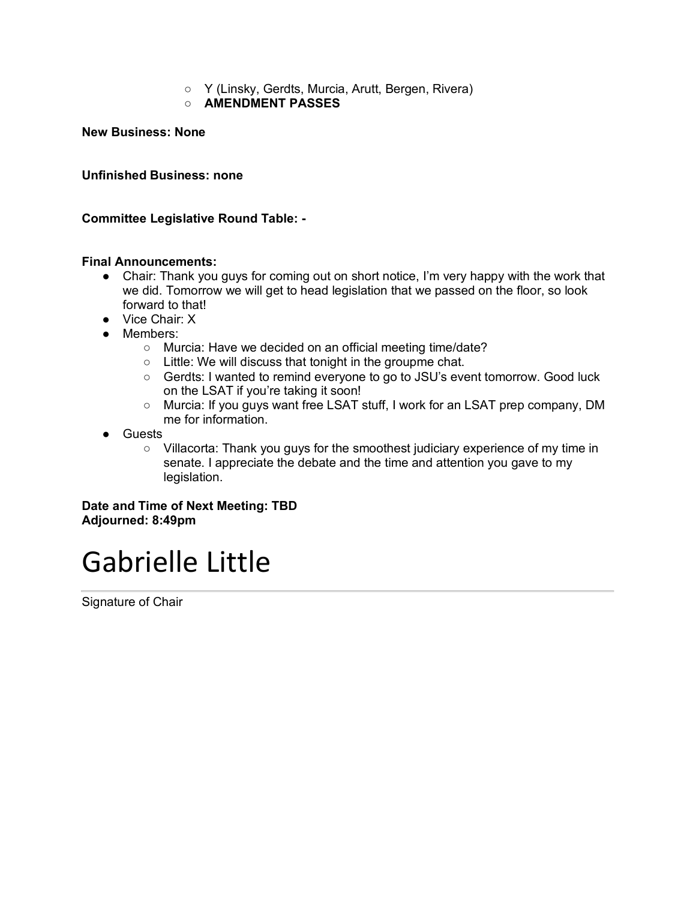- Y (Linsky, Gerdts, Murcia, Arutt, Bergen, Rivera)
  - **AMENDMENT PASSES**

**New Business: None**

**Unfinished Business: none**

**Committee Legislative Round Table: -**

**Final Announcements:**

- Chair: Thank you guys for coming out on short notice, I'm very happy with the work that we did. Tomorrow we will get to head legislation that we passed on the floor, so look forward to that!
- Vice Chair: X
- Members:
  - Murcia: Have we decided on an official meeting time/date?
  - Little: We will discuss that tonight in the groupme chat.
  - Gerdts: I wanted to remind everyone to go to JSU's event tomorrow. Good luck on the LSAT if you're taking it soon!
  - Murcia: If you guys want free LSAT stuff, I work for an LSAT prep company, DM me for information.
- Guests
  - Villacorta: Thank you guys for the smoothest judiciary experience of my time in senate. I appreciate the debate and the time and attention you gave to my legislation.

**Date and Time of Next Meeting: TBD**
**Adjourned: 8:49pm**

Gabrielle Little

---

Signature of Chair